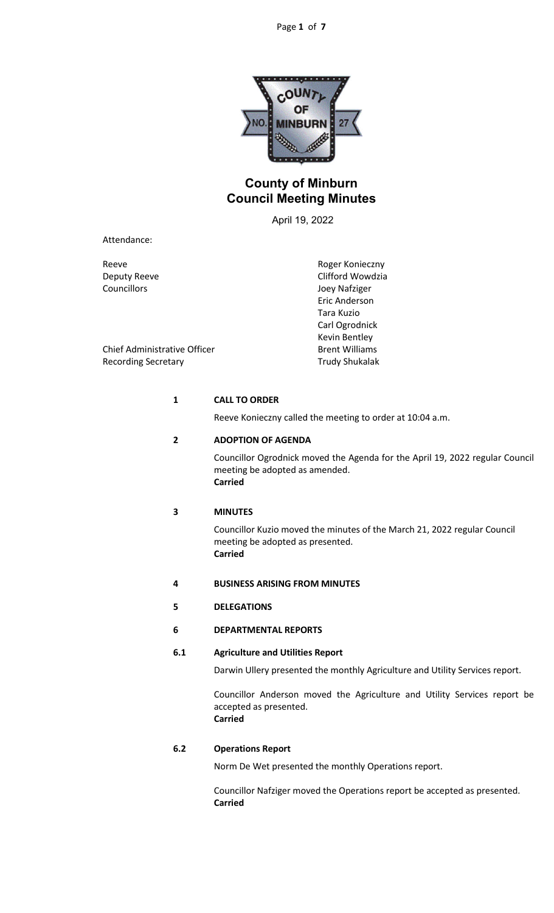# County of Minburn
## Council Meeting Minutes

April 19, 2022

Attendance:

| | |
|---|---|
| Reeve | Roger Konieczny |
| Deputy Reeve | Clifford Wowdzia |
| Councillors | Joey Nafziger |
| | Eric Anderson |
| | Tara Kuzio |
| | Carl Ogrodnick |
| | Kevin Bentley |
| Chief Administrative Officer | Brent Williams |
| Recording Secretary | Trudy Shukalak |

**1 CALL TO ORDER**

Reeve Konieczny called the meeting to order at 10:04 a.m.

**2 ADOPTION OF AGENDA**

Councillor Ogrodnick moved the Agenda for the April 19, 2022 regular Council meeting be adopted as amended.
**Carried**

**3 MINUTES**

Councillor Kuzio moved the minutes of the March 21, 2022 regular Council meeting be adopted as presented.
**Carried**

**4 BUSINESS ARISING FROM MINUTES**

**5 DELEGATIONS**

**6 DEPARTMENTAL REPORTS**

**6.1 Agriculture and Utilities Report**

Darwin Ullery presented the monthly Agriculture and Utility Services report.

Councillor Anderson moved the Agriculture and Utility Services report be accepted as presented.
**Carried**

**6.2 Operations Report**

Norm De Wet presented the monthly Operations report.

Councillor Nafziger moved the Operations report be accepted as presented.
**Carried**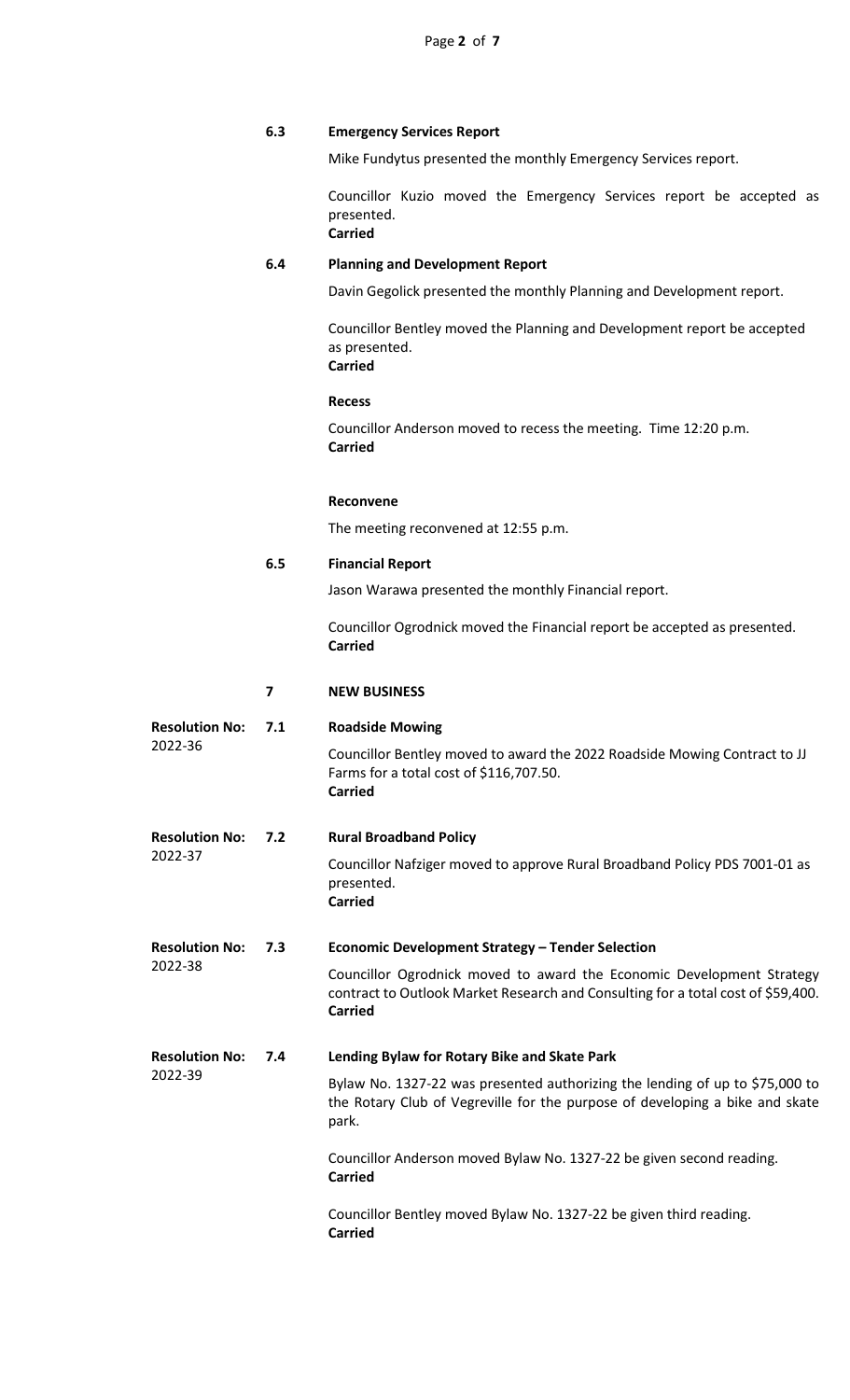### 6.3 Emergency Services Report

Mike Fundytus presented the monthly Emergency Services report.

Councillor Kuzio moved the Emergency Services report be accepted as presented.
**Carried**

### 6.4 Planning and Development Report

Davin Gegolick presented the monthly Planning and Development report.

Councillor Bentley moved the Planning and Development report be accepted as presented.
**Carried**

**Recess**

Councillor Anderson moved to recess the meeting. Time 12:20 p.m.
**Carried**

**Reconvene**

The meeting reconvened at 12:55 p.m.

### 6.5 Financial Report

Jason Warawa presented the monthly Financial report.

Councillor Ogrodnick moved the Financial report be accepted as presented.
**Carried**

## 7 NEW BUSINESS

**Resolution No:** 2022-36

### 7.1 Roadside Mowing

Councillor Bentley moved to award the 2022 Roadside Mowing Contract to JJ Farms for a total cost of $116,707.50.
**Carried**

**Resolution No:** 2022-37

### 7.2 Rural Broadband Policy

Councillor Nafziger moved to approve Rural Broadband Policy PDS 7001-01 as presented.
**Carried**

**Resolution No:** 2022-38

### 7.3 Economic Development Strategy – Tender Selection

Councillor Ogrodnick moved to award the Economic Development Strategy contract to Outlook Market Research and Consulting for a total cost of $59,400.
**Carried**

**Resolution No:** 2022-39

### 7.4 Lending Bylaw for Rotary Bike and Skate Park

Bylaw No. 1327-22 was presented authorizing the lending of up to $75,000 to the Rotary Club of Vegreville for the purpose of developing a bike and skate park.

Councillor Anderson moved Bylaw No. 1327-22 be given second reading.
**Carried**

Councillor Bentley moved Bylaw No. 1327-22 be given third reading.
**Carried**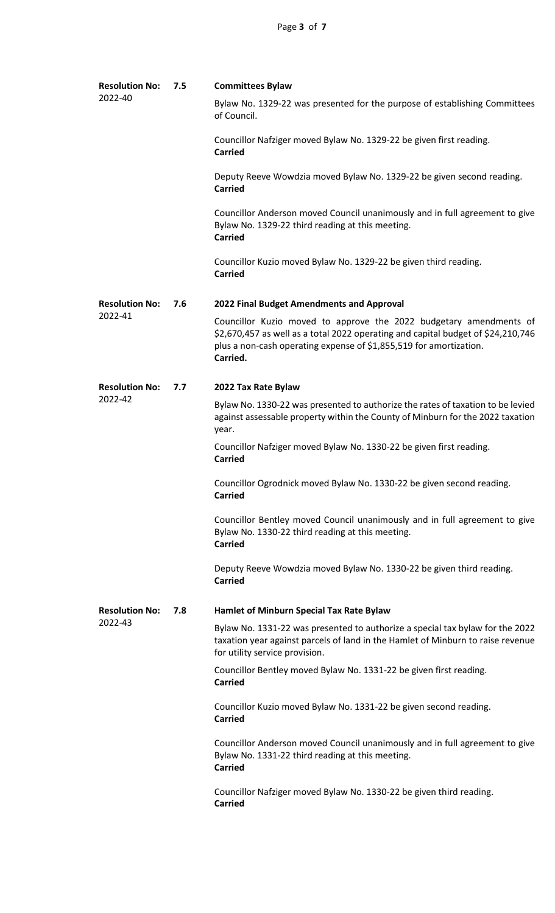**Resolution No:** 2022-40 **7.5** **Committees Bylaw**

Bylaw No. 1329-22 was presented for the purpose of establishing Committees of Council.

Councillor Nafziger moved Bylaw No. 1329-22 be given first reading.
**Carried**

Deputy Reeve Wowdzia moved Bylaw No. 1329-22 be given second reading.
**Carried**

Councillor Anderson moved Council unanimously and in full agreement to give Bylaw No. 1329-22 third reading at this meeting.
**Carried**

Councillor Kuzio moved Bylaw No. 1329-22 be given third reading.
**Carried**

**Resolution No:** 2022-41 **7.6** **2022 Final Budget Amendments and Approval**

Councillor Kuzio moved to approve the 2022 budgetary amendments of $2,670,457 as well as a total 2022 operating and capital budget of $24,210,746 plus a non-cash operating expense of $1,855,519 for amortization.
**Carried.**

**Resolution No:** 2022-42 **7.7** **2022 Tax Rate Bylaw**

Bylaw No. 1330-22 was presented to authorize the rates of taxation to be levied against assessable property within the County of Minburn for the 2022 taxation year.

Councillor Nafziger moved Bylaw No. 1330-22 be given first reading.
**Carried**

Councillor Ogrodnick moved Bylaw No. 1330-22 be given second reading.
**Carried**

Councillor Bentley moved Council unanimously and in full agreement to give Bylaw No. 1330-22 third reading at this meeting.
**Carried**

Deputy Reeve Wowdzia moved Bylaw No. 1330-22 be given third reading.
**Carried**

**Resolution No:** 2022-43 **7.8** **Hamlet of Minburn Special Tax Rate Bylaw**

Bylaw No. 1331-22 was presented to authorize a special tax bylaw for the 2022 taxation year against parcels of land in the Hamlet of Minburn to raise revenue for utility service provision.

Councillor Bentley moved Bylaw No. 1331-22 be given first reading.
**Carried**

Councillor Kuzio moved Bylaw No. 1331-22 be given second reading.
**Carried**

Councillor Anderson moved Council unanimously and in full agreement to give Bylaw No. 1331-22 third reading at this meeting.
**Carried**

Councillor Nafziger moved Bylaw No. 1330-22 be given third reading.
**Carried**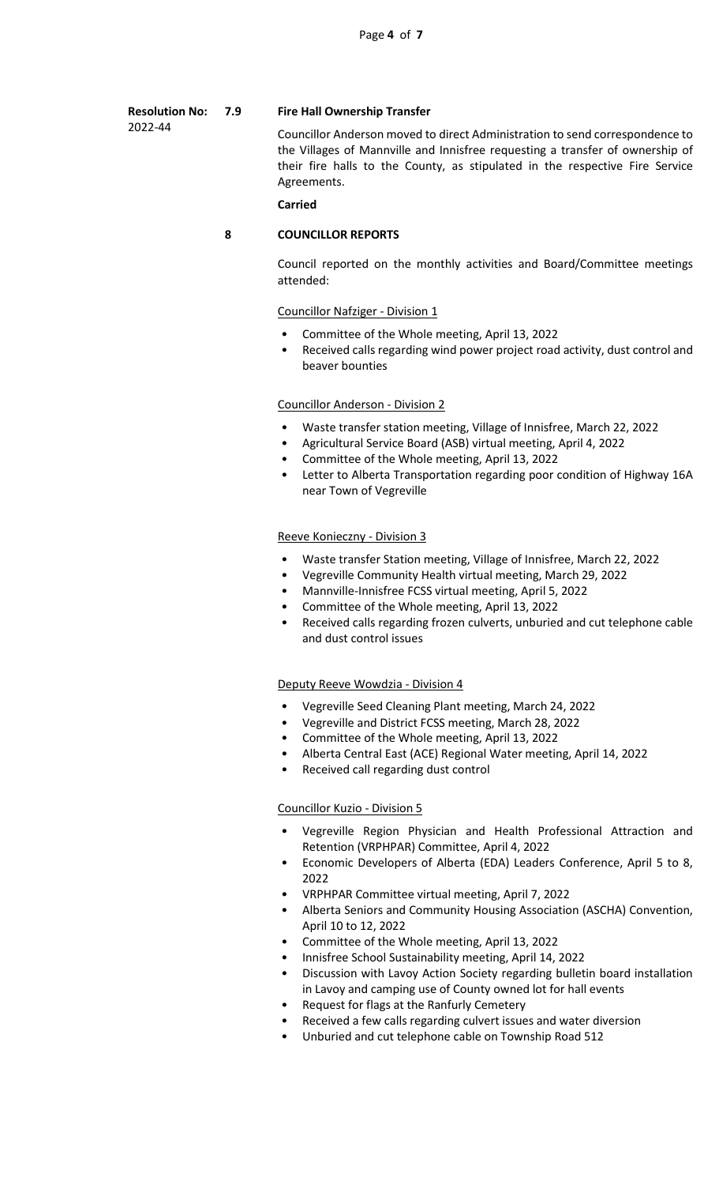**Resolution No:** 2022-44

**7.9 Fire Hall Ownership Transfer**

Councillor Anderson moved to direct Administration to send correspondence to the Villages of Mannville and Innisfree requesting a transfer of ownership of their fire halls to the County, as stipulated in the respective Fire Service Agreements.

**Carried**

## 8 COUNCILLOR REPORTS

Council reported on the monthly activities and Board/Committee meetings attended:

Councillor Nafziger - Division 1

- Committee of the Whole meeting, April 13, 2022
- Received calls regarding wind power project road activity, dust control and beaver bounties

Councillor Anderson - Division 2

- Waste transfer station meeting, Village of Innisfree, March 22, 2022
- Agricultural Service Board (ASB) virtual meeting, April 4, 2022
- Committee of the Whole meeting, April 13, 2022
- Letter to Alberta Transportation regarding poor condition of Highway 16A near Town of Vegreville

Reeve Konieczny - Division 3

- Waste transfer Station meeting, Village of Innisfree, March 22, 2022
- Vegreville Community Health virtual meeting, March 29, 2022
- Mannville-Innisfree FCSS virtual meeting, April 5, 2022
- Committee of the Whole meeting, April 13, 2022
- Received calls regarding frozen culverts, unburied and cut telephone cable and dust control issues

Deputy Reeve Wowdzia - Division 4

- Vegreville Seed Cleaning Plant meeting, March 24, 2022
- Vegreville and District FCSS meeting, March 28, 2022
- Committee of the Whole meeting, April 13, 2022
- Alberta Central East (ACE) Regional Water meeting, April 14, 2022
- Received call regarding dust control

Councillor Kuzio - Division 5

- Vegreville Region Physician and Health Professional Attraction and Retention (VRPHPAR) Committee, April 4, 2022
- Economic Developers of Alberta (EDA) Leaders Conference, April 5 to 8, 2022
- VRPHPAR Committee virtual meeting, April 7, 2022
- Alberta Seniors and Community Housing Association (ASCHA) Convention, April 10 to 12, 2022
- Committee of the Whole meeting, April 13, 2022
- Innisfree School Sustainability meeting, April 14, 2022
- Discussion with Lavoy Action Society regarding bulletin board installation in Lavoy and camping use of County owned lot for hall events
- Request for flags at the Ranfurly Cemetery
- Received a few calls regarding culvert issues and water diversion
- Unburied and cut telephone cable on Township Road 512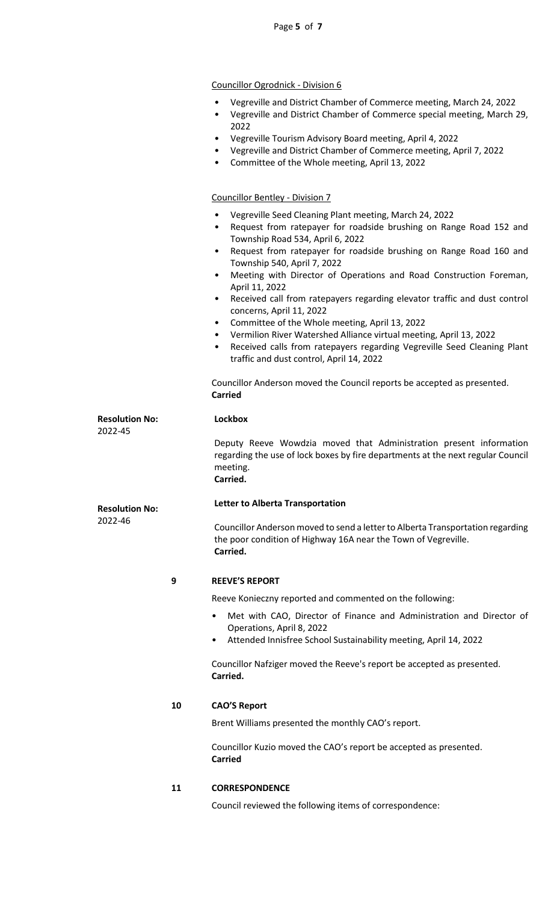Councillor Ogrodnick - Division 6

- Vegreville and District Chamber of Commerce meeting, March 24, 2022
- Vegreville and District Chamber of Commerce special meeting, March 29, 2022
- Vegreville Tourism Advisory Board meeting, April 4, 2022
- Vegreville and District Chamber of Commerce meeting, April 7, 2022
- Committee of the Whole meeting, April 13, 2022

Councillor Bentley - Division 7

- Vegreville Seed Cleaning Plant meeting, March 24, 2022
- Request from ratepayer for roadside brushing on Range Road 152 and Township Road 534, April 6, 2022
- Request from ratepayer for roadside brushing on Range Road 160 and Township 540, April 7, 2022
- Meeting with Director of Operations and Road Construction Foreman, April 11, 2022
- Received call from ratepayers regarding elevator traffic and dust control concerns, April 11, 2022
- Committee of the Whole meeting, April 13, 2022
- Vermilion River Watershed Alliance virtual meeting, April 13, 2022
- Received calls from ratepayers regarding Vegreville Seed Cleaning Plant traffic and dust control, April 14, 2022

Councillor Anderson moved the Council reports be accepted as presented.
**Carried**

**Resolution No:** 2022-45

**Lockbox**

Deputy Reeve Wowdzia moved that Administration present information regarding the use of lock boxes by fire departments at the next regular Council meeting.
**Carried.**

**Resolution No:** 2022-46

**Letter to Alberta Transportation**

Councillor Anderson moved to send a letter to Alberta Transportation regarding the poor condition of Highway 16A near the Town of Vegreville.
**Carried.**

## 9 REEVE'S REPORT

Reeve Konieczny reported and commented on the following:

- Met with CAO, Director of Finance and Administration and Director of Operations, April 8, 2022
- Attended Innisfree School Sustainability meeting, April 14, 2022

Councillor Nafziger moved the Reeve's report be accepted as presented.
**Carried.**

## 10 CAO'S Report

Brent Williams presented the monthly CAO's report.

Councillor Kuzio moved the CAO's report be accepted as presented.
**Carried**

## 11 CORRESPONDENCE

Council reviewed the following items of correspondence: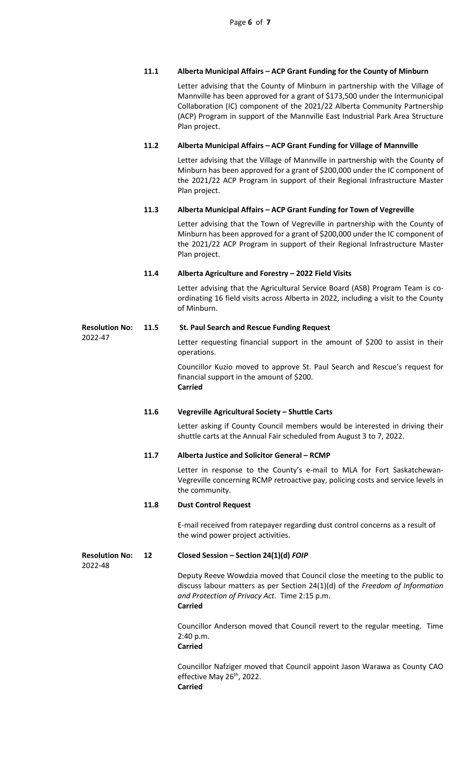### 11.1 Alberta Municipal Affairs – ACP Grant Funding for the County of Minburn

Letter advising that the County of Minburn in partnership with the Village of Mannville has been approved for a grant of $173,500 under the Intermunicipal Collaboration (IC) component of the 2021/22 Alberta Community Partnership (ACP) Program in support of the Mannville East Industrial Park Area Structure Plan project.

### 11.2 Alberta Municipal Affairs – ACP Grant Funding for Village of Mannville

Letter advising that the Village of Mannville in partnership with the County of Minburn has been approved for a grant of $200,000 under the IC component of the 2021/22 ACP Program in support of their Regional Infrastructure Master Plan project.

### 11.3 Alberta Municipal Affairs – ACP Grant Funding for Town of Vegreville

Letter advising that the Town of Vegreville in partnership with the County of Minburn has been approved for a grant of $200,000 under the IC component of the 2021/22 ACP Program in support of their Regional Infrastructure Master Plan project.

### 11.4 Alberta Agriculture and Forestry – 2022 Field Visits

Letter advising that the Agricultural Service Board (ASB) Program Team is co-ordinating 16 field visits across Alberta in 2022, including a visit to the County of Minburn.

**Resolution No:** 2022-47

### 11.5 St. Paul Search and Rescue Funding Request

Letter requesting financial support in the amount of $200 to assist in their operations.

Councillor Kuzio moved to approve St. Paul Search and Rescue's request for financial support in the amount of $200.
**Carried**

### 11.6 Vegreville Agricultural Society – Shuttle Carts

Letter asking if County Council members would be interested in driving their shuttle carts at the Annual Fair scheduled from August 3 to 7, 2022.

### 11.7 Alberta Justice and Solicitor General – RCMP

Letter in response to the County's e-mail to MLA for Fort Saskatchewan-Vegreville concerning RCMP retroactive pay, policing costs and service levels in the community.

### 11.8 Dust Control Request

E-mail received from ratepayer regarding dust control concerns as a result of the wind power project activities.

**Resolution No:** 2022-48

## 12 Closed Session – Section 24(1)(d) *FOIP*

Deputy Reeve Wowdzia moved that Council close the meeting to the public to discuss labour matters as per Section 24(1)(d) of the *Freedom of Information and Protection of Privacy Act*. Time 2:15 p.m.
**Carried**

Councillor Anderson moved that Council revert to the regular meeting. Time 2:40 p.m.
**Carried**

Councillor Nafziger moved that Council appoint Jason Warawa as County CAO effective May 26th, 2022.
**Carried**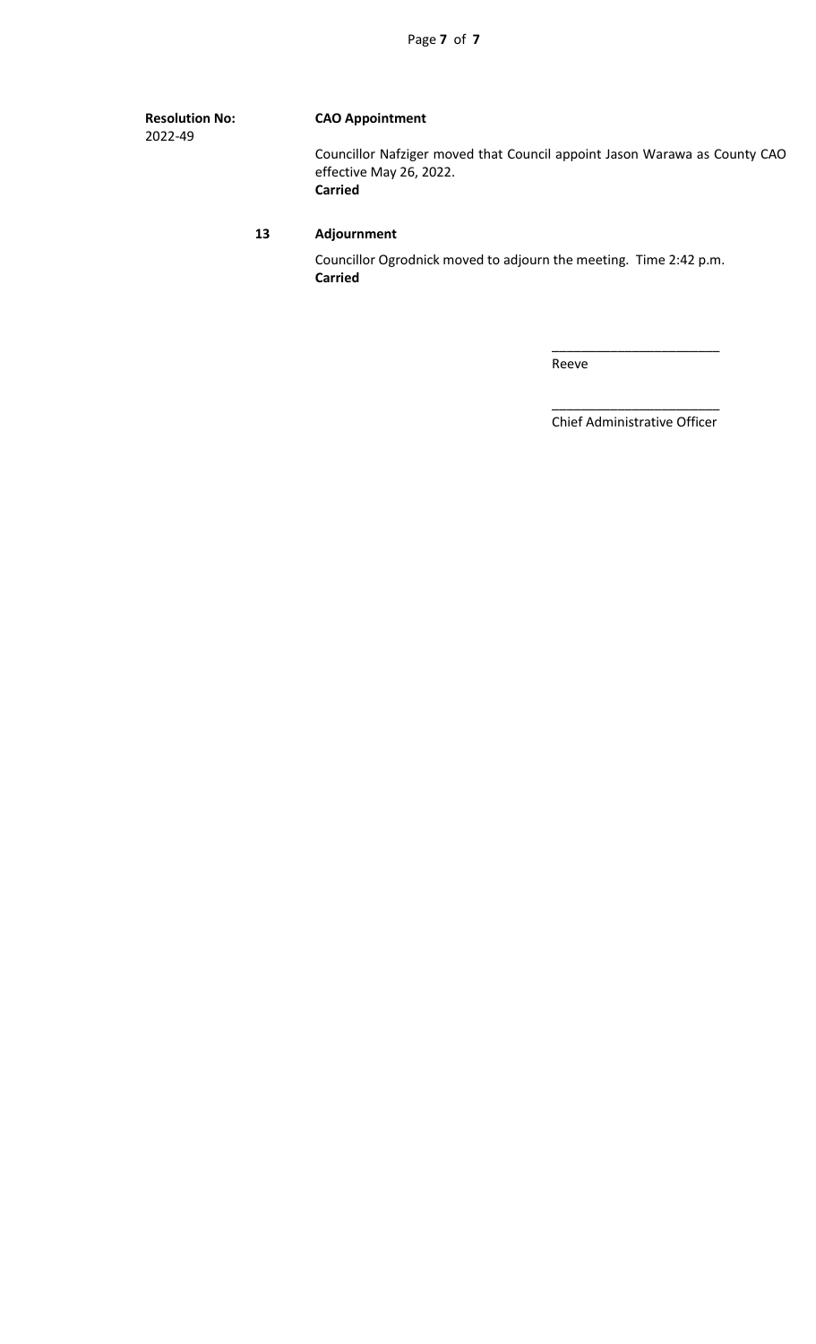**Resolution No:**
2022-49

**CAO Appointment**

Councillor Nafziger moved that Council appoint Jason Warawa as County CAO effective May 26, 2022.
**Carried**

**13 Adjournment**

Councillor Ogrodnick moved to adjourn the meeting. Time 2:42 p.m.
**Carried**

_______________________
Reeve

_______________________
Chief Administrative Officer